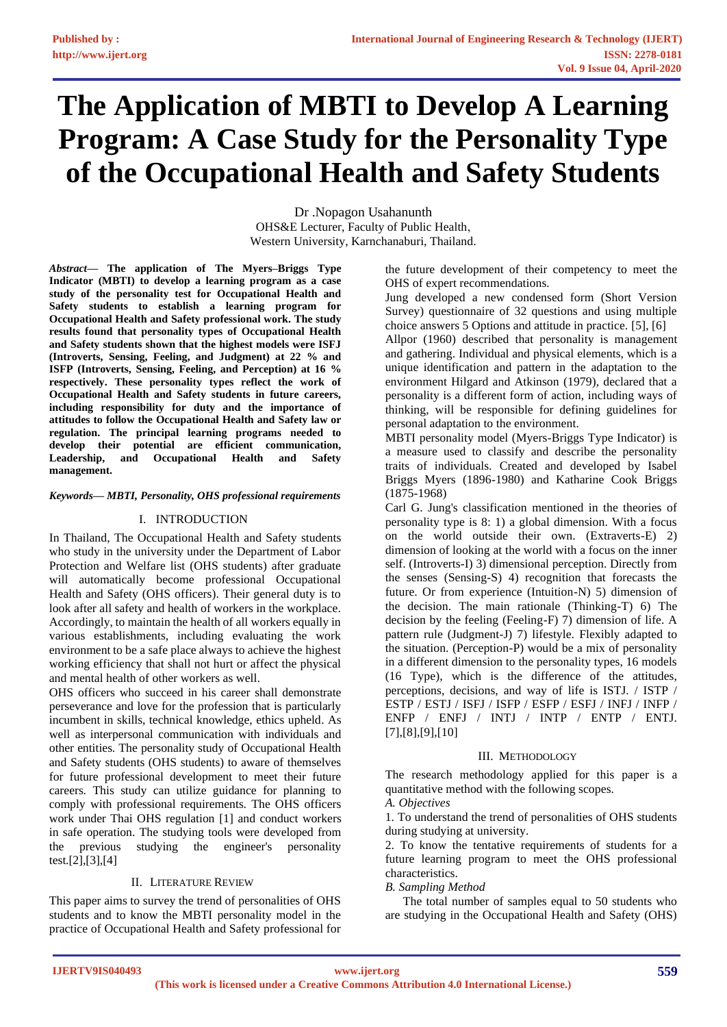# The Application of MBTI to Develop A Learning Program: A Case Study for the Personality Type of the Occupational Health and Safety Students

Dr .Nopagon Usahanunth
OHS&E Lecturer, Faculty of Public Health,
Western University, Karnchanaburi, Thailand.

***Abstract*— The application of The Myers–Briggs Type Indicator (MBTI) to develop a learning program as a case study of the personality test for Occupational Health and Safety students to establish a learning program for Occupational Health and Safety professional work. The study results found that personality types of Occupational Health and Safety students shown that the highest models were ISFJ (Introverts, Sensing, Feeling, and Judgment) at 22 % and ISFP (Introverts, Sensing, Feeling, and Perception) at 16 % respectively. These personality types reflect the work of Occupational Health and Safety students in future careers, including responsibility for duty and the importance of attitudes to follow the Occupational Health and Safety law or regulation. The principal learning programs needed to develop their potential are efficient communication, Leadership, and Occupational Health and Safety management.**

***Keywords*— *MBTI, Personality, OHS professional requirements***

## I. INTRODUCTION

In Thailand, The Occupational Health and Safety students who study in the university under the Department of Labor Protection and Welfare list (OHS students) after graduate will automatically become professional Occupational Health and Safety (OHS officers). Their general duty is to look after all safety and health of workers in the workplace. Accordingly, to maintain the health of all workers equally in various establishments, including evaluating the work environment to be a safe place always to achieve the highest working efficiency that shall not hurt or affect the physical and mental health of other workers as well.

OHS officers who succeed in his career shall demonstrate perseverance and love for the profession that is particularly incumbent in skills, technical knowledge, ethics upheld. As well as interpersonal communication with individuals and other entities. The personality study of Occupational Health and Safety students (OHS students) to aware of themselves for future professional development to meet their future careers. This study can utilize guidance for planning to comply with professional requirements. The OHS officers work under Thai OHS regulation [1] and conduct workers in safe operation. The studying tools were developed from the previous studying the engineer's personality test.[2],[3],[4]

## II. LITERATURE REVIEW

This paper aims to survey the trend of personalities of OHS students and to know the MBTI personality model in the practice of Occupational Health and Safety professional for the future development of their competency to meet the OHS of expert recommendations.

Jung developed a new condensed form (Short Version Survey) questionnaire of 32 questions and using multiple choice answers 5 Options and attitude in practice. [5], [6]

Allpor (1960) described that personality is management and gathering. Individual and physical elements, which is a unique identification and pattern in the adaptation to the environment Hilgard and Atkinson (1979), declared that a personality is a different form of action, including ways of thinking, will be responsible for defining guidelines for personal adaptation to the environment.

MBTI personality model (Myers-Briggs Type Indicator) is a measure used to classify and describe the personality traits of individuals. Created and developed by Isabel Briggs Myers (1896-1980) and Katharine Cook Briggs (1875-1968)

Carl G. Jung's classification mentioned in the theories of personality type is 8: 1) a global dimension. With a focus on the world outside their own. (Extraverts-E) 2) dimension of looking at the world with a focus on the inner self. (Introverts-I) 3) dimensional perception. Directly from the senses (Sensing-S) 4) recognition that forecasts the future. Or from experience (Intuition-N) 5) dimension of the decision. The main rationale (Thinking-T) 6) The decision by the feeling (Feeling-F) 7) dimension of life. A pattern rule (Judgment-J) 7) lifestyle. Flexibly adapted to the situation. (Perception-P) would be a mix of personality in a different dimension to the personality types, 16 models (16 Type), which is the difference of the attitudes, perceptions, decisions, and way of life is ISTJ. / ISTP / ESTP / ESTJ / ISFJ / ISFP / ESFP / ESFJ / INFJ / INFP / ENFP / ENFJ / INTJ / INTP / ENTP / ENTJ. [7],[8],[9],[10]

## III. METHODOLOGY

The research methodology applied for this paper is a quantitative method with the following scopes.

*A. Objectives*

1. To understand the trend of personalities of OHS students during studying at university.
2. To know the tentative requirements of students for a future learning program to meet the OHS professional characteristics.

*B. Sampling Method*

The total number of samples equal to 50 students who are studying in the Occupational Health and Safety (OHS)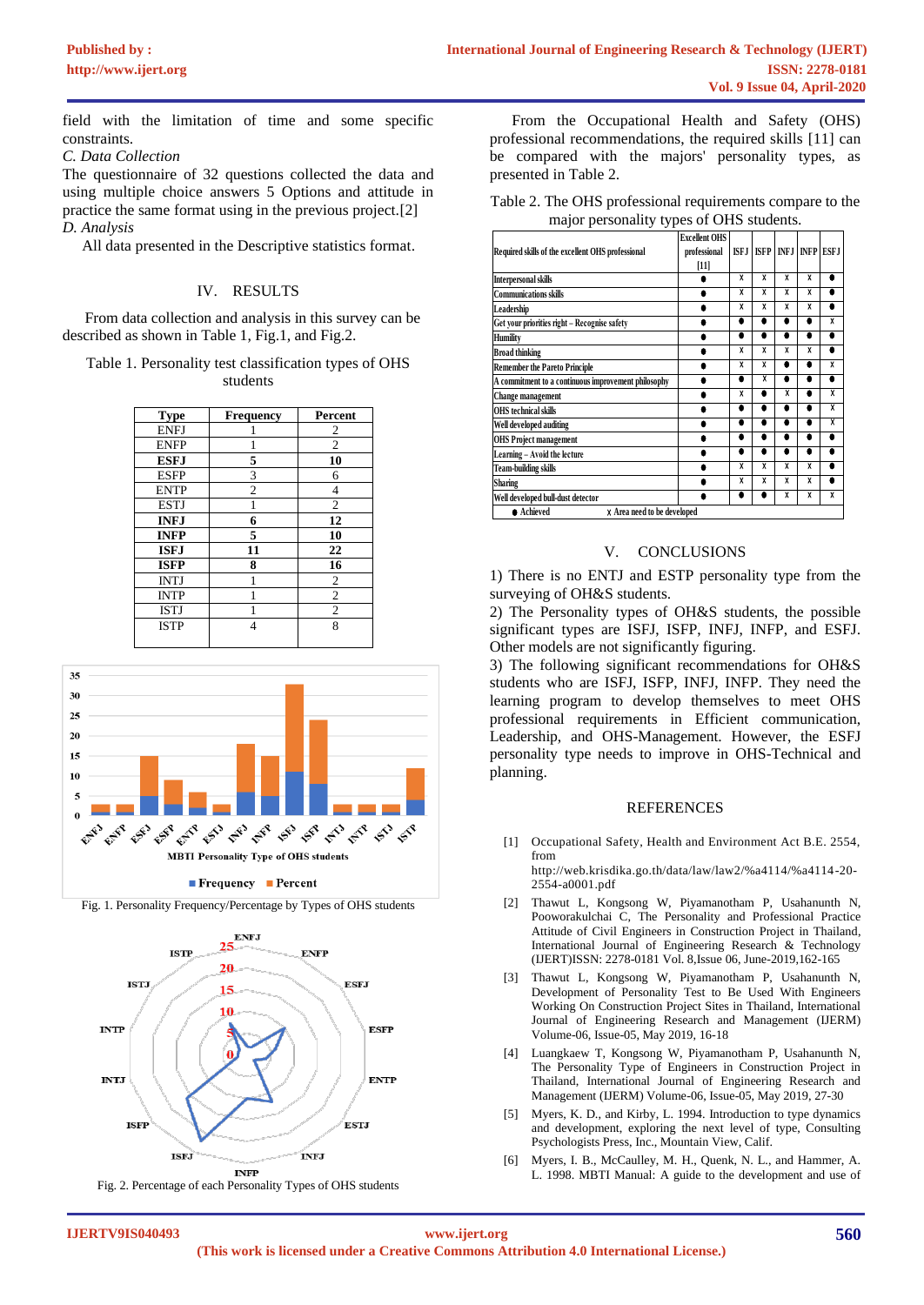field with the limitation of time and some specific constraints.

*C. Data Collection*

The questionnaire of 32 questions collected the data and using multiple choice answers 5 Options and attitude in practice the same format using in the previous project.[2]

*D. Analysis*

All data presented in the Descriptive statistics format.

## IV. RESULTS

From data collection and analysis in this survey can be described as shown in Table 1, Fig.1, and Fig.2.

Table 1. Personality test classification types of OHS students

| Type | Frequency | Percent |
|---|---|---|
| ENFJ | 1 | 2 |
| ENFP | 1 | 2 |
| **ESFJ** | **5** | **10** |
| ESFP | 3 | 6 |
| ENTP | 2 | 4 |
| ESTJ | 1 | 2 |
| **INFJ** | **6** | **12** |
| **INFP** | **5** | **10** |
| **ISFJ** | **11** | **22** |
| **ISFP** | **8** | **16** |
| INTJ | 1 | 2 |
| INTP | 1 | 2 |
| ISTJ | 1 | 2 |
| ISTP | 4 | 8 |

Fig. 1. Personality Frequency/Percentage by Types of OHS students

Fig. 2. Percentage of each Personality Types of OHS students

From the Occupational Health and Safety (OHS) professional recommendations, the required skills [11] can be compared with the majors' personality types, as presented in Table 2.

Table 2. The OHS professional requirements compare to the major personality types of OHS students.

| Required skills of the excellent OHS professional | Excellent OHS professional [11] | ISFJ | ISFP | INFJ | INFP | ESFJ |
|---|---|---|---|---|---|---|
| Interpersonal skills | ● | x | x | x | x | ● |
| Communications skills | ● | x | x | x | x | ● |
| Leadership | ● | x | x | x | x | ● |
| Get your priorities right – Recognise safety | ● | ● | ● | ● | ● | x |
| Humility | ● | ● | ● | ● | ● | ● |
| Broad thinking | ● | x | x | x | x | ● |
| Remember the Pareto Principle | ● | x | x | ● | ● | x |
| A commitment to a continuous improvement philosophy | ● | ● | x | ● | ● | ● |
| Change management | ● | x | ● | x | ● | x |
| OHS technical skills | ● | ● | ● | ● | ● | x |
| Well developed auditing | ● | ● | ● | ● | ● | x |
| OHS Project management | ● | ● | ● | ● | ● | ● |
| Learning – Avoid the lecture | ● | ● | ● | ● | ● | ● |
| Team-building skills | ● | x | x | x | x | ● |
| Sharing | ● | x | x | x | x | ● |
| Well developed bull-dust detector | ● | ● | ● | x | x | x |

● Achieved x Area need to be developed

## V. CONCLUSIONS

1) There is no ENTJ and ESTP personality type from the surveying of OH&S students.

2) The Personality types of OH&S students, the possible significant types are ISFJ, ISFP, INFJ, INFP, and ESFJ. Other models are not significantly figuring.

3) The following significant recommendations for OH&S students who are ISFJ, ISFP, INFJ, INFP. They need the learning program to develop themselves to meet OHS professional requirements in Efficient communication, Leadership, and OHS-Management. However, the ESFJ personality type needs to improve in OHS-Technical and planning.

## REFERENCES

[1] Occupational Safety, Health and Environment Act B.E. 2554, from http://web.krisdika.go.th/data/law/law2/%a4114/%a4114-20-2554-a0001.pdf

[2] Thawut L, Kongsong W, Piyamanotham P, Usahanunth N, Pooworakulchai C, The Personality and Professional Practice Attitude of Civil Engineers in Construction Project in Thailand, International Journal of Engineering Research & Technology (IJERT)ISSN: 2278-0181 Vol. 8,Issue 06, June-2019,162-165

[3] Thawut L, Kongsong W, Piyamanotham P, Usahanunth N, Development of Personality Test to Be Used With Engineers Working On Construction Project Sites in Thailand, International Journal of Engineering Research and Management (IJERM) Volume-06, Issue-05, May 2019, 16-18

[4] Luangkaew T, Kongsong W, Piyamanotham P, Usahanunth N, The Personality Type of Engineers in Construction Project in Thailand, International Journal of Engineering Research and Management (IJERM) Volume-06, Issue-05, May 2019, 27-30

[5] Myers, K. D., and Kirby, L. 1994. Introduction to type dynamics and development, exploring the next level of type, Consulting Psychologists Press, Inc., Mountain View, Calif.

[6] Myers, I. B., McCaulley, M. H., Quenk, N. L., and Hammer, A. L. 1998. MBTI Manual: A guide to the development and use of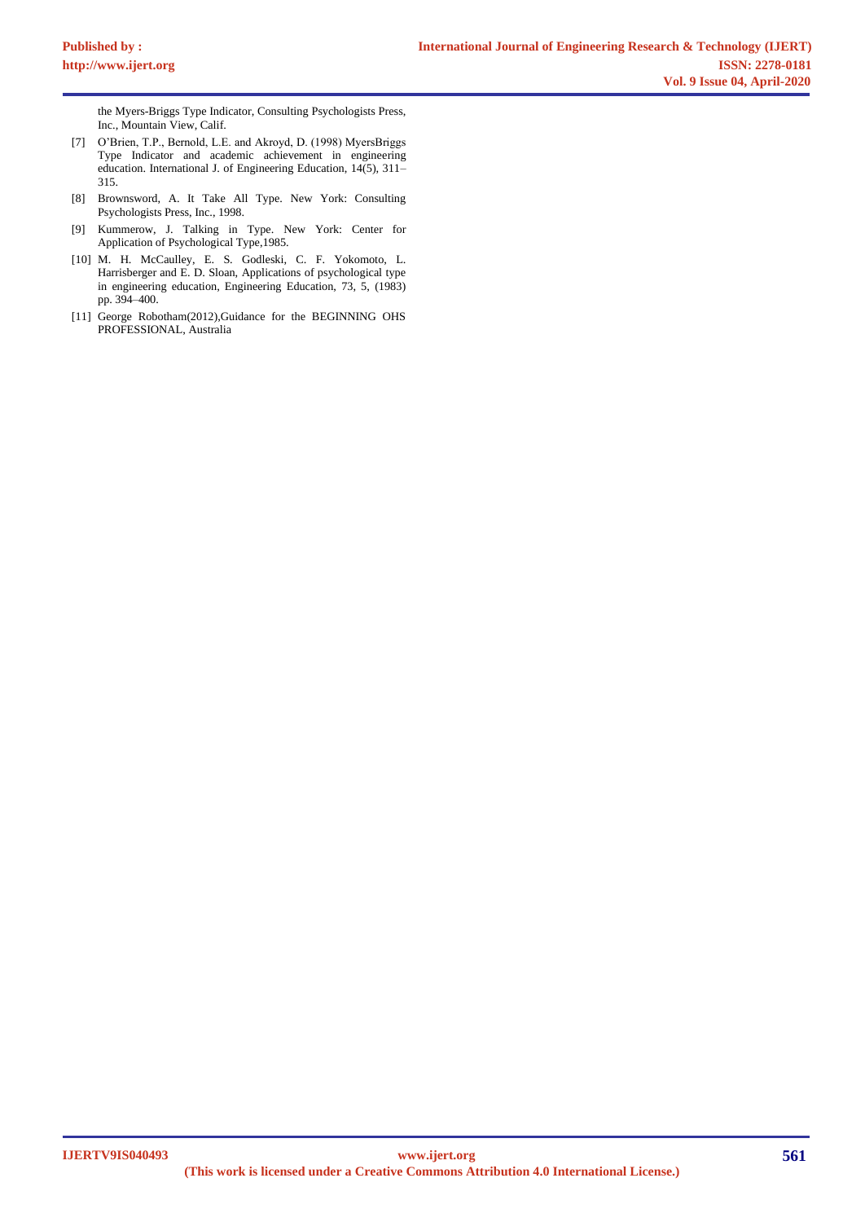the Myers-Briggs Type Indicator, Consulting Psychologists Press, Inc., Mountain View, Calif.

[7] O'Brien, T.P., Bernold, L.E. and Akroyd, D. (1998) MyersBriggs Type Indicator and academic achievement in engineering education. International J. of Engineering Education, 14(5), 311–315.

[8] Brownsword, A. It Take All Type. New York: Consulting Psychologists Press, Inc., 1998.

[9] Kummerow, J. Talking in Type. New York: Center for Application of Psychological Type,1985.

[10] M. H. McCaulley, E. S. Godleski, C. F. Yokomoto, L. Harrisberger and E. D. Sloan, Applications of psychological type in engineering education, Engineering Education, 73, 5, (1983) pp. 394–400.

[11] George Robotham(2012),Guidance for the BEGINNING OHS PROFESSIONAL, Australia